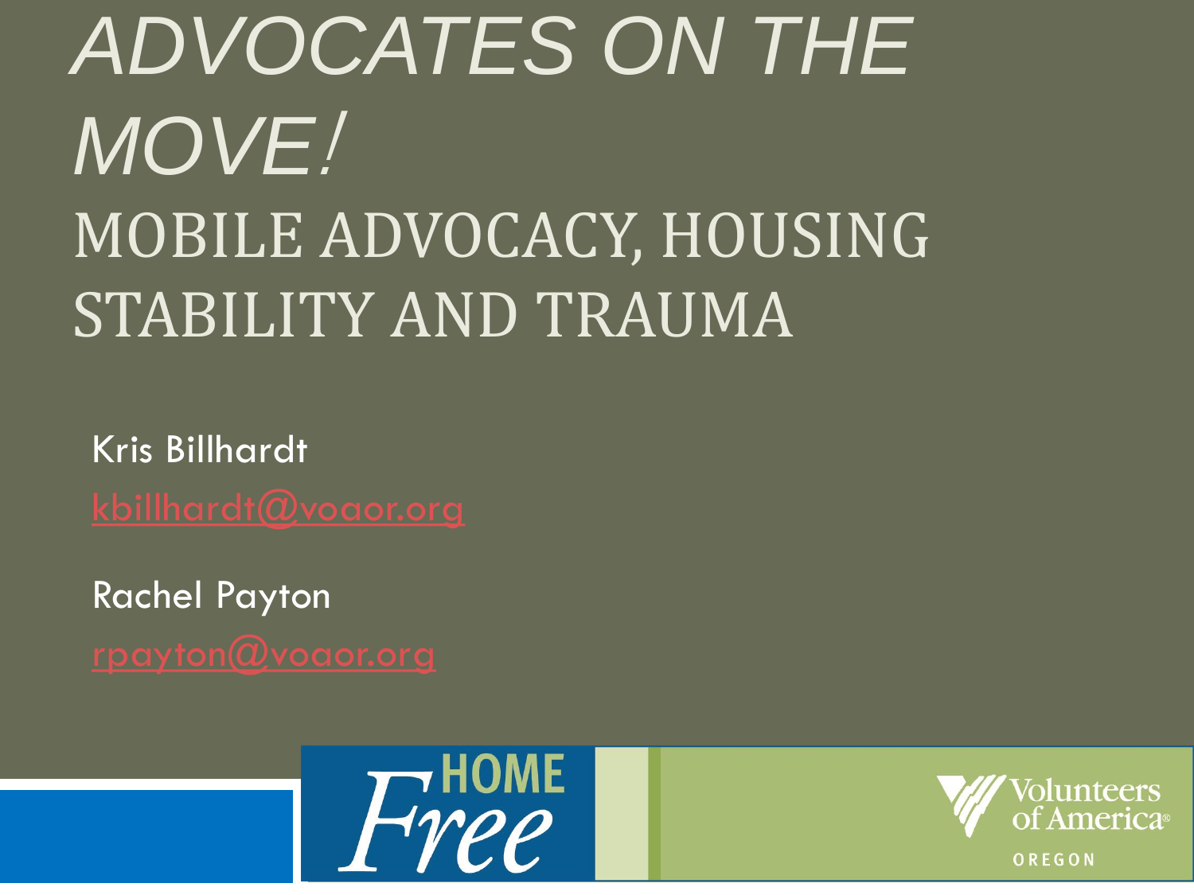# *ADVOCATES ON THE MOVE!*

## MOBILE ADVOCACY, HOUSING STABILITY AND TRAUMA

Kris Billhardt

kbillhardt@voaor.org

Rachel Payton

rpayton@voaor.org

HOME Free

Volunteers of America OREGON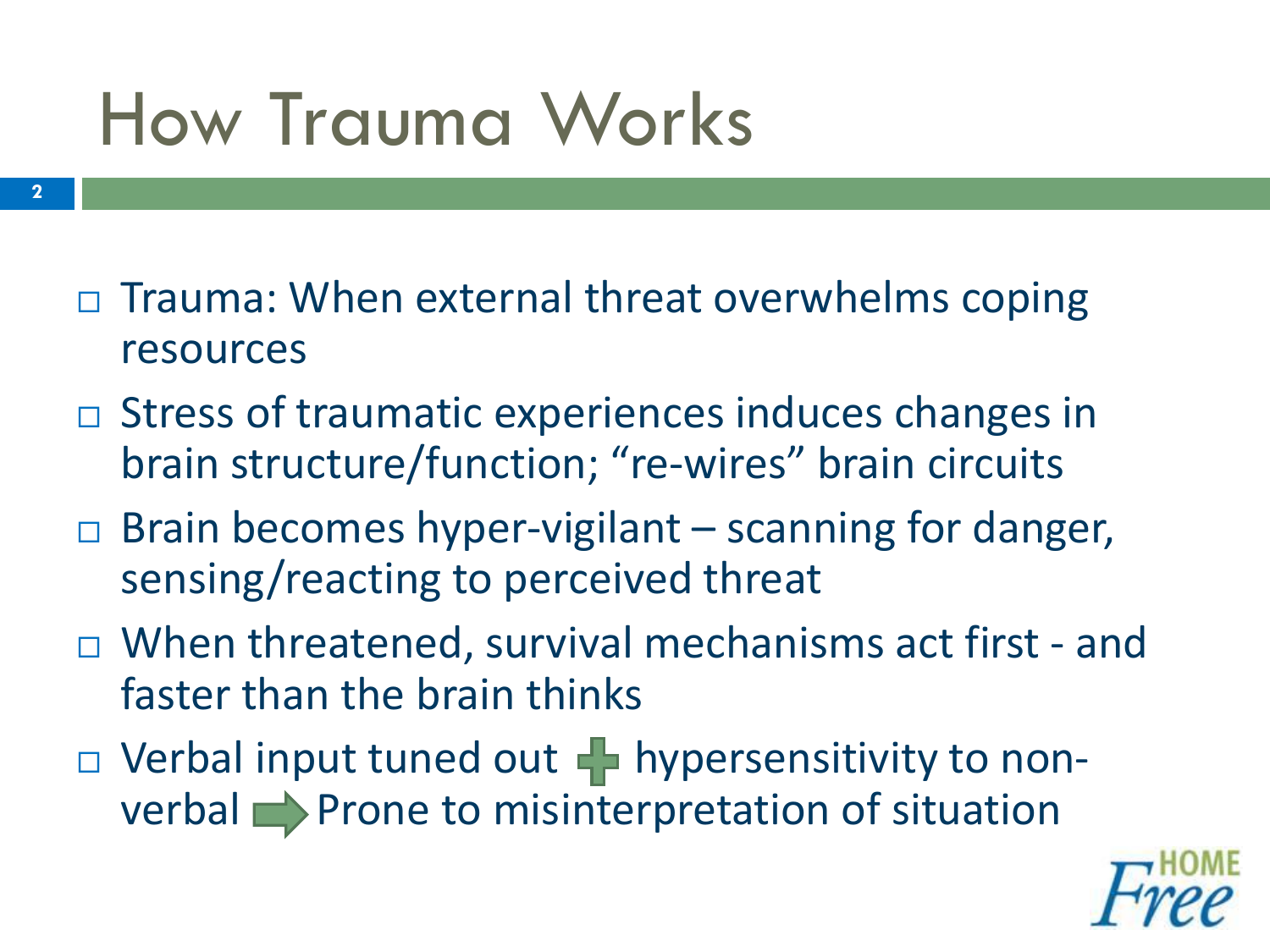# How Trauma Works

- Trauma: When external threat overwhelms coping resources
- Stress of traumatic experiences induces changes in brain structure/function; "re-wires" brain circuits
- Brain becomes hyper-vigilant – scanning for danger, sensing/reacting to perceived threat
- When threatened, survival mechanisms act first - and faster than the brain thinks
- Verbal input tuned out + hypersensitivity to non-verbal → Prone to misinterpretation of situation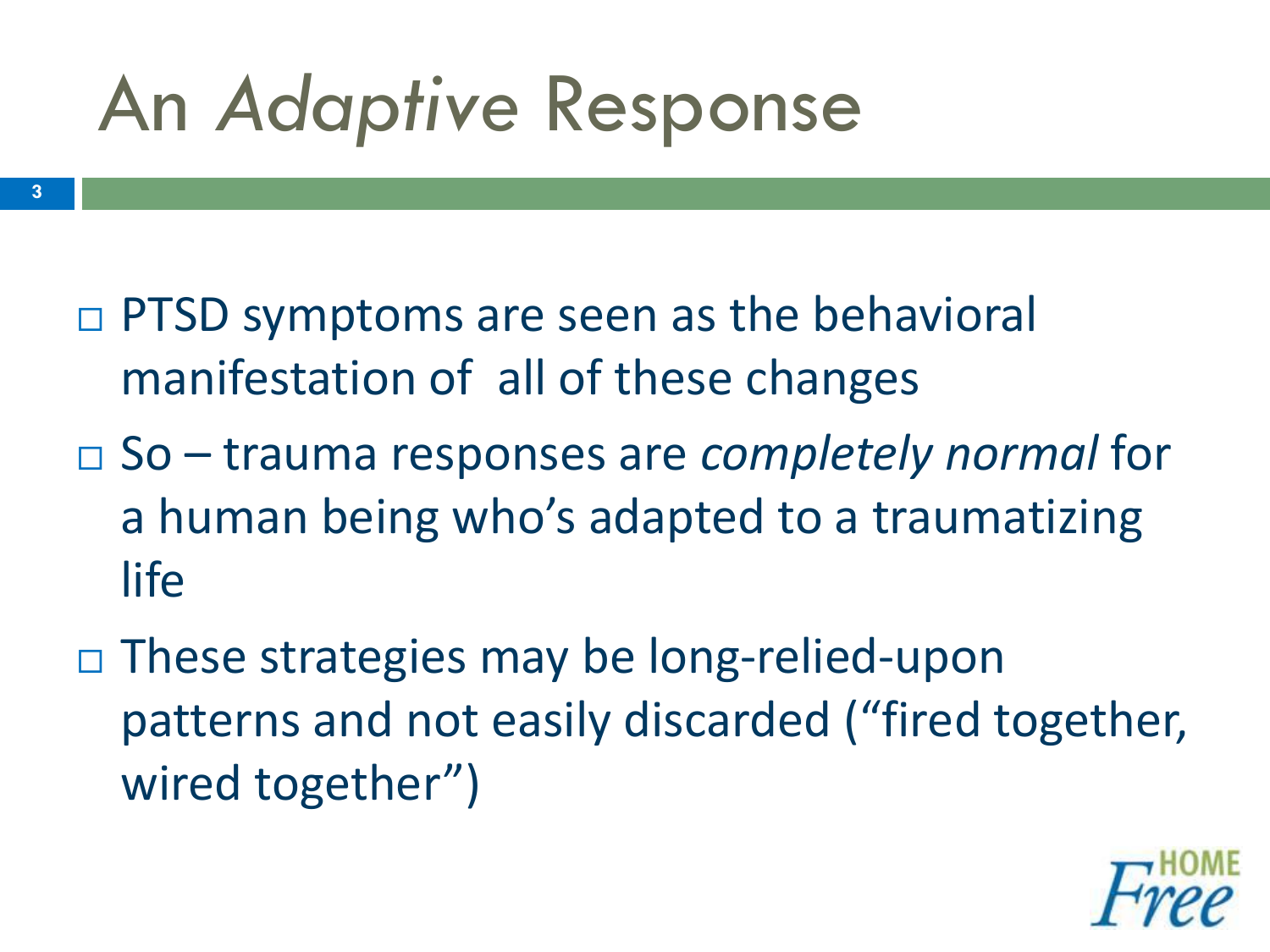# An *Adaptive* Response

- PTSD symptoms are seen as the behavioral manifestation of all of these changes
- So – trauma responses are *completely normal* for a human being who's adapted to a traumatizing life
- These strategies may be long-relied-upon patterns and not easily discarded ("fired together, wired together")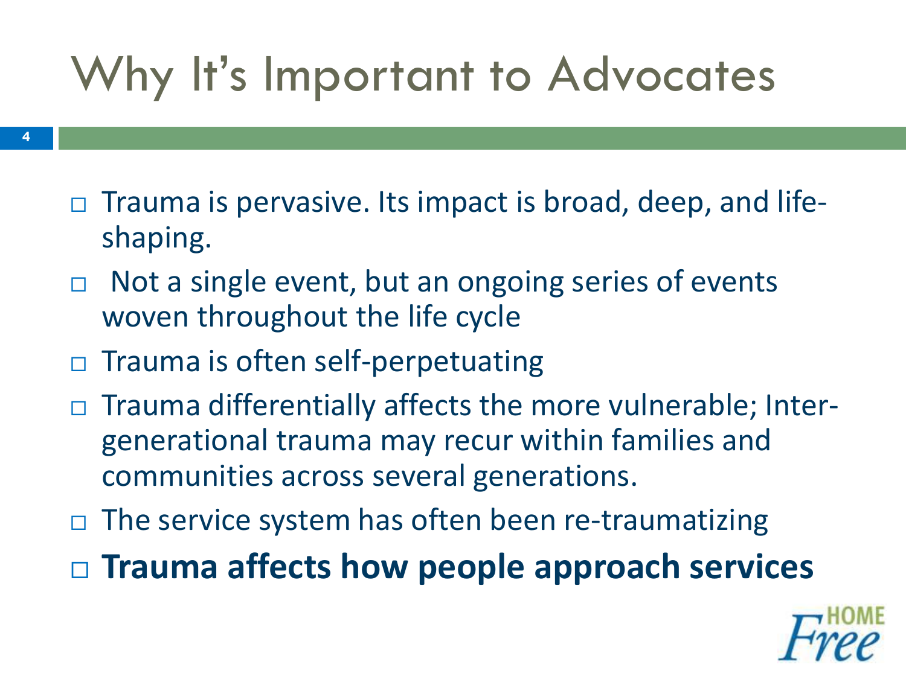# Why It's Important to Advocates

- Trauma is pervasive. Its impact is broad, deep, and life-shaping.
- Not a single event, but an ongoing series of events woven throughout the life cycle
- Trauma is often self-perpetuating
- Trauma differentially affects the more vulnerable; Inter-generational trauma may recur within families and communities across several generations.
- The service system has often been re-traumatizing
- **Trauma affects how people approach services**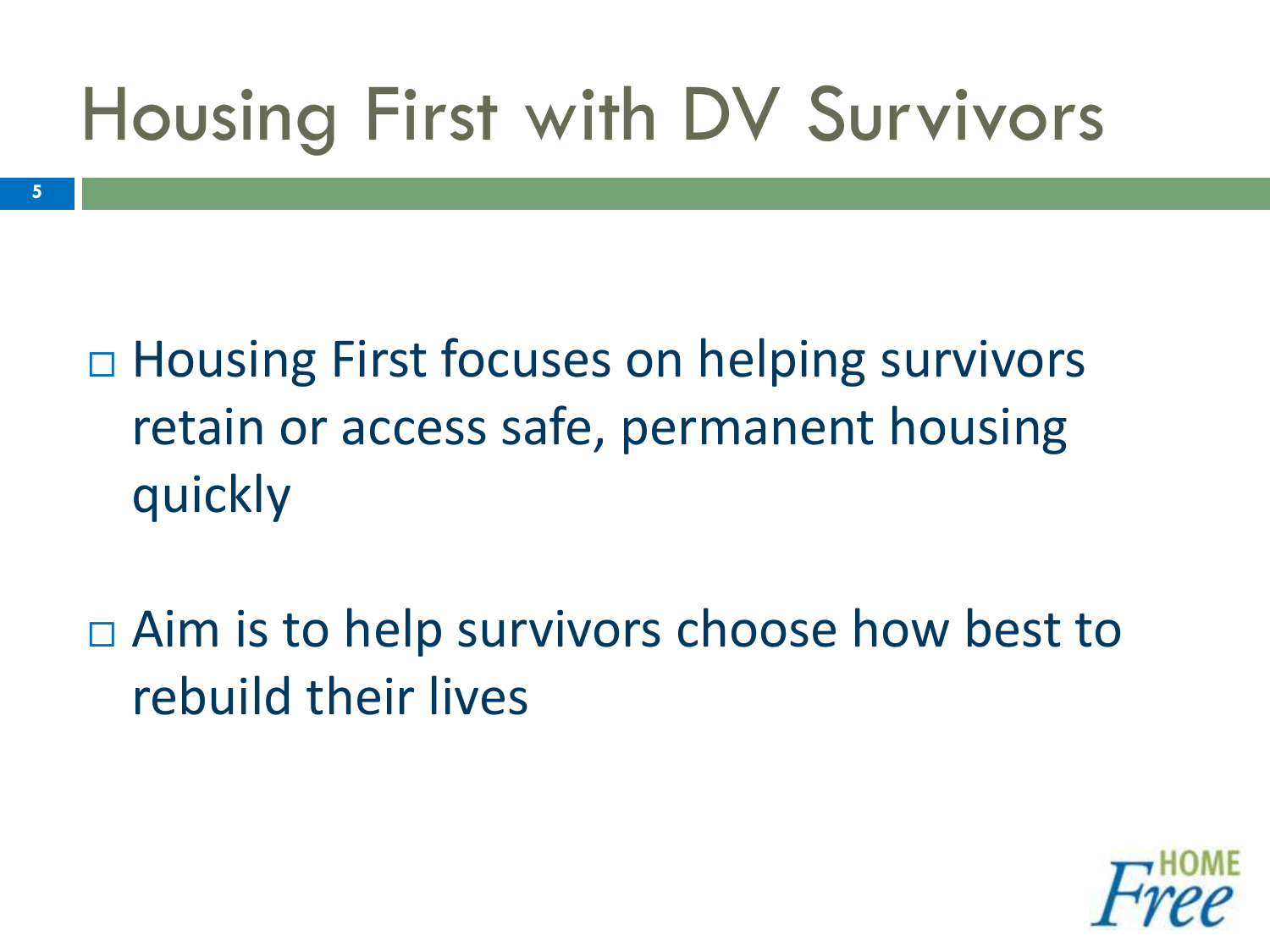# Housing First with DV Survivors

- Housing First focuses on helping survivors retain or access safe, permanent housing quickly

- Aim is to help survivors choose how best to rebuild their lives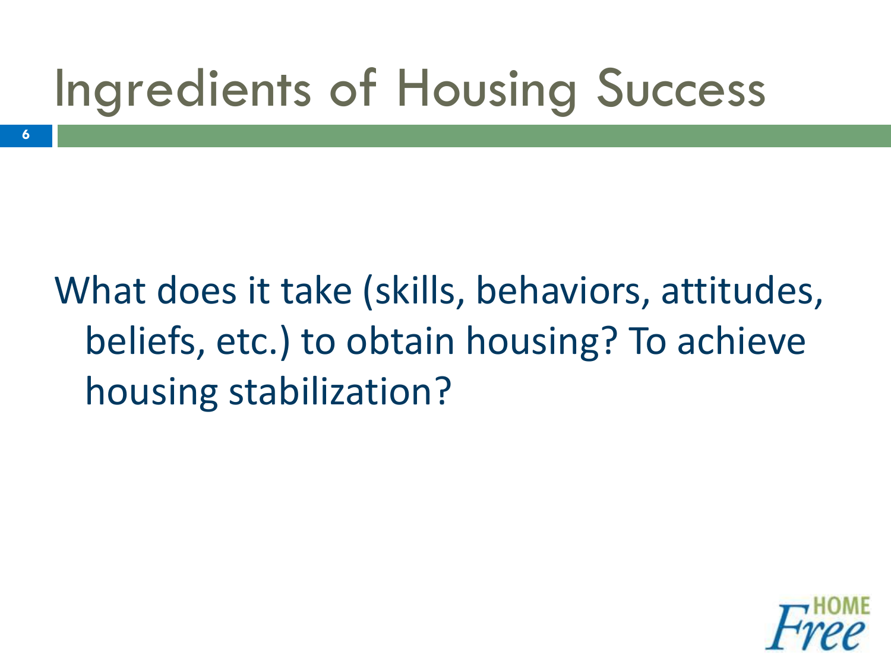# Ingredients of Housing Success

What does it take (skills, behaviors, attitudes, beliefs, etc.) to obtain housing? To achieve housing stabilization?

HOME Free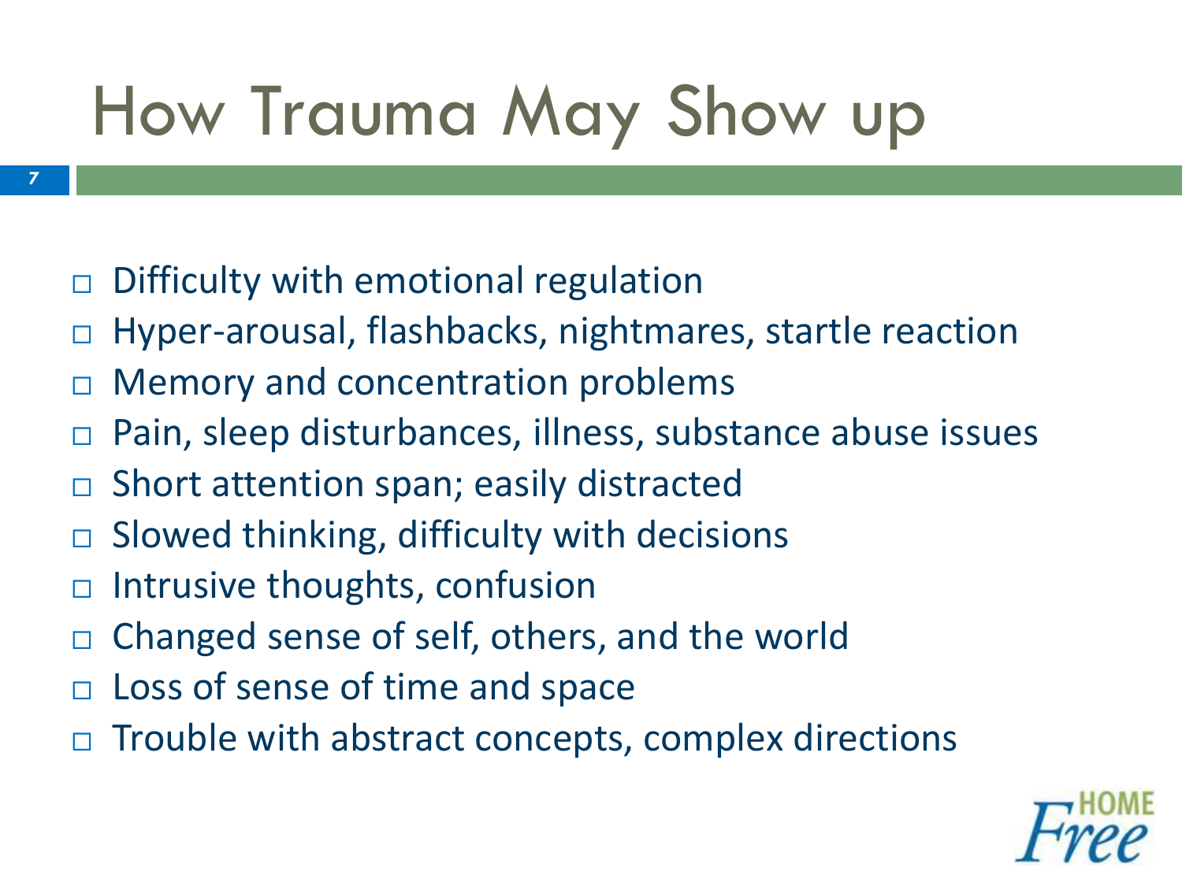# How Trauma May Show up

- Difficulty with emotional regulation
- Hyper-arousal, flashbacks, nightmares, startle reaction
- Memory and concentration problems
- Pain, sleep disturbances, illness, substance abuse issues
- Short attention span; easily distracted
- Slowed thinking, difficulty with decisions
- Intrusive thoughts, confusion
- Changed sense of self, others, and the world
- Loss of sense of time and space
- Trouble with abstract concepts, complex directions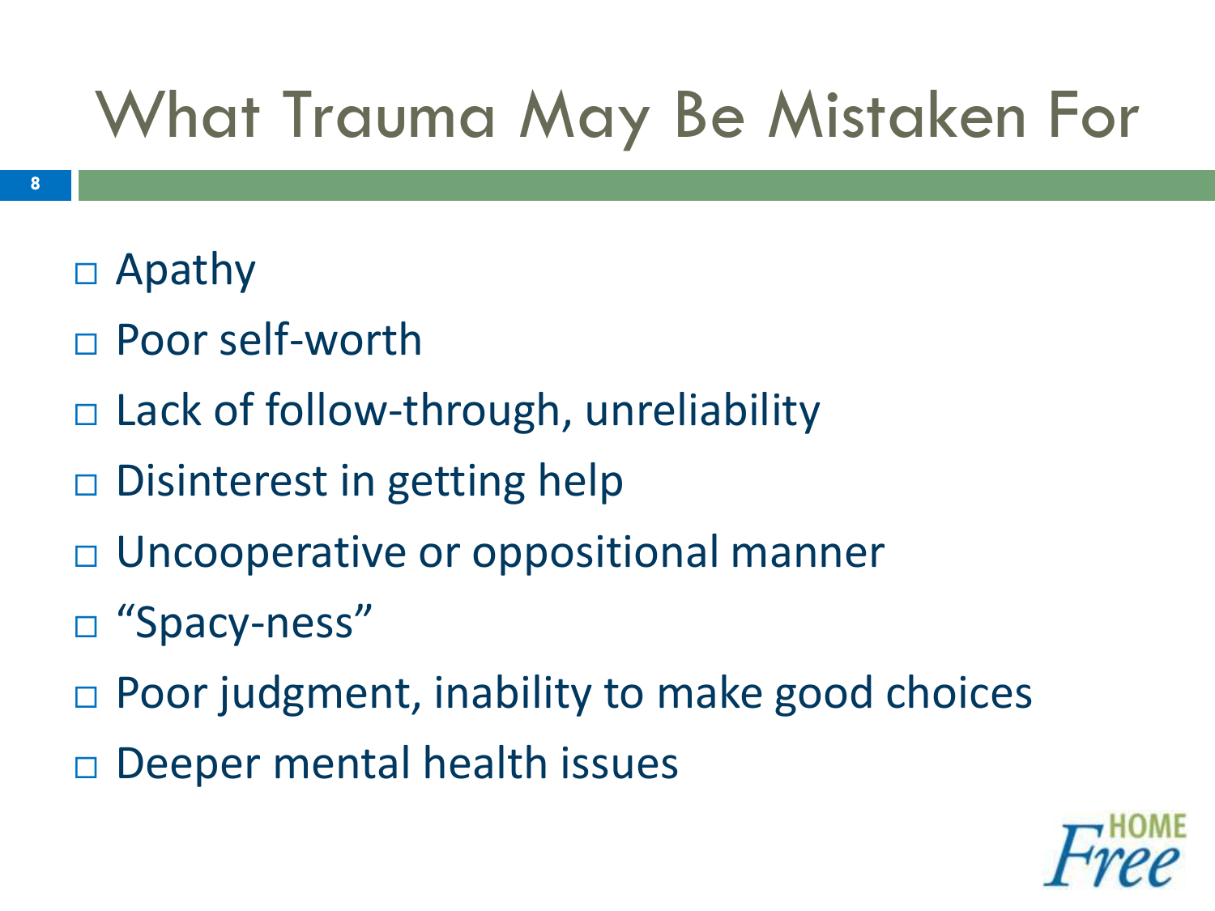# What Trauma May Be Mistaken For

- Apathy
- Poor self-worth
- Lack of follow-through, unreliability
- Disinterest in getting help
- Uncooperative or oppositional manner
- “Spacy-ness”
- Poor judgment, inability to make good choices
- Deeper mental health issues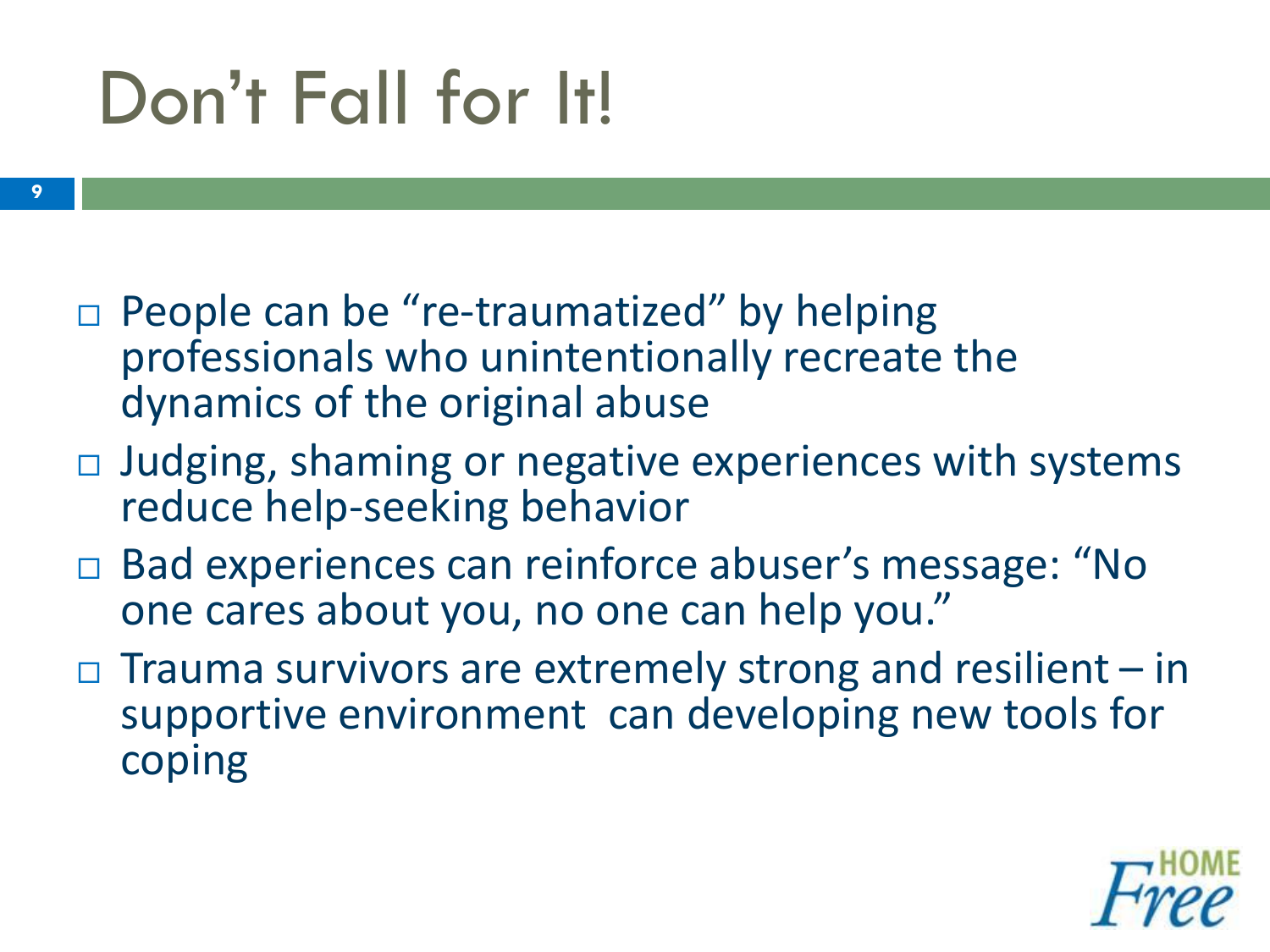# Don't Fall for It!

- People can be "re-traumatized" by helping professionals who unintentionally recreate the dynamics of the original abuse
- Judging, shaming or negative experiences with systems reduce help-seeking behavior
- Bad experiences can reinforce abuser's message: "No one cares about you, no one can help you."
- Trauma survivors are extremely strong and resilient – in supportive environment can developing new tools for coping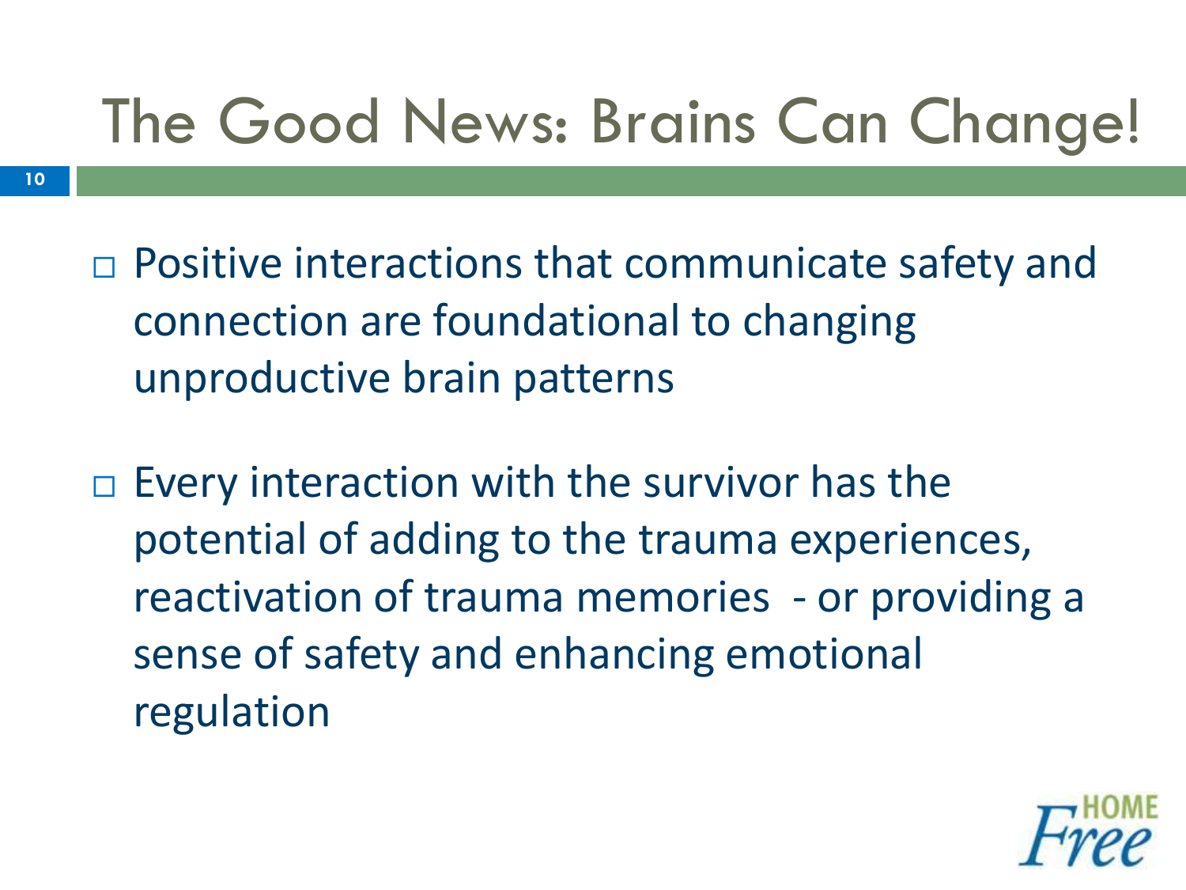# The Good News: Brains Can Change!

- Positive interactions that communicate safety and connection are foundational to changing unproductive brain patterns

- Every interaction with the survivor has the potential of adding to the trauma experiences, reactivation of trauma memories - or providing a sense of safety and enhancing emotional regulation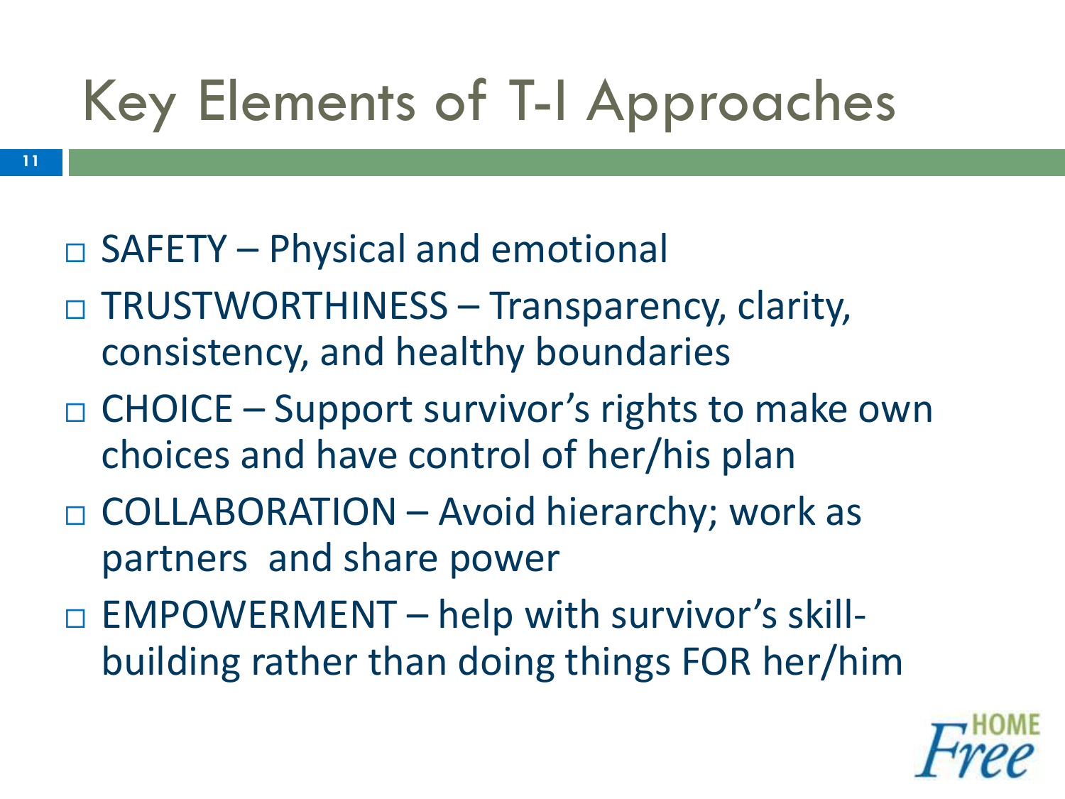# Key Elements of T-I Approaches

- SAFETY – Physical and emotional
- TRUSTWORTHINESS – Transparency, clarity, consistency, and healthy boundaries
- CHOICE – Support survivor's rights to make own choices and have control of her/his plan
- COLLABORATION – Avoid hierarchy; work as partners and share power
- EMPOWERMENT – help with survivor's skill-building rather than doing things FOR her/him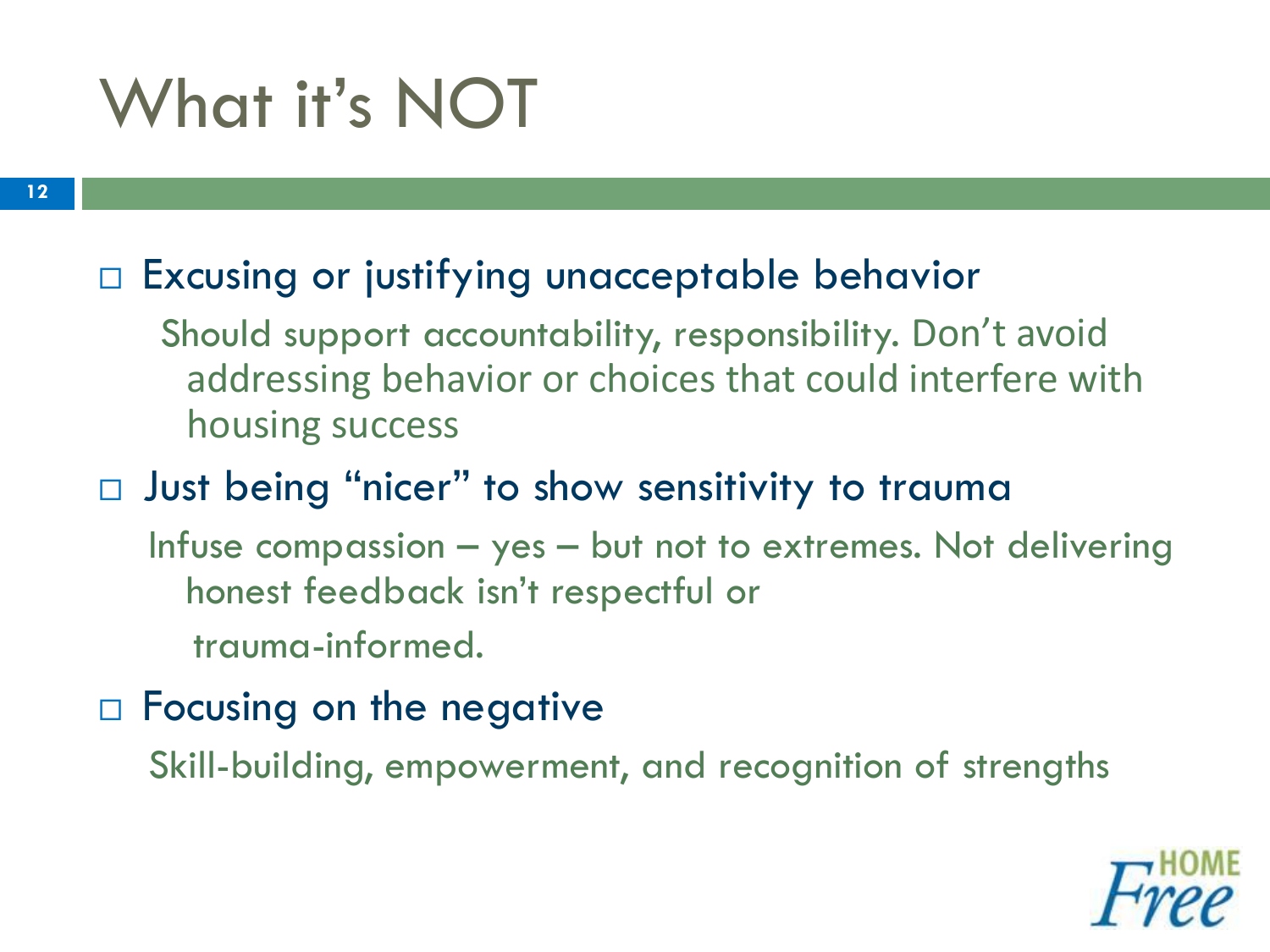# What it's NOT

- Excusing or justifying unacceptable behavior

  Should support accountability, responsibility. Don't avoid addressing behavior or choices that could interfere with housing success

- Just being "nicer" to show sensitivity to trauma

  Infuse compassion – yes – but not to extremes. Not delivering honest feedback isn't respectful or trauma-informed.

- Focusing on the negative

  Skill-building, empowerment, and recognition of strengths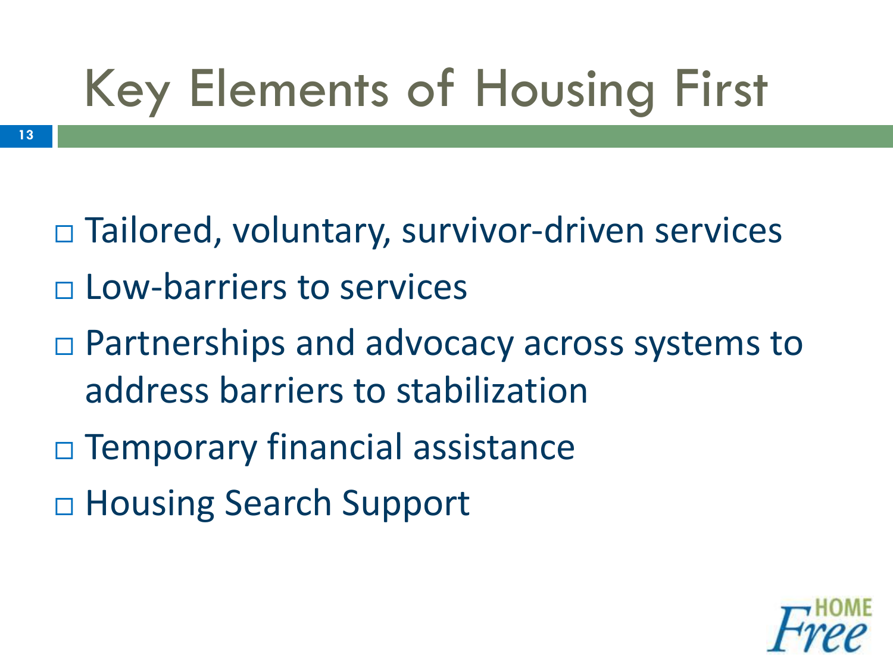# Key Elements of Housing First

- Tailored, voluntary, survivor-driven services
- Low-barriers to services
- Partnerships and advocacy across systems to address barriers to stabilization
- Temporary financial assistance
- Housing Search Support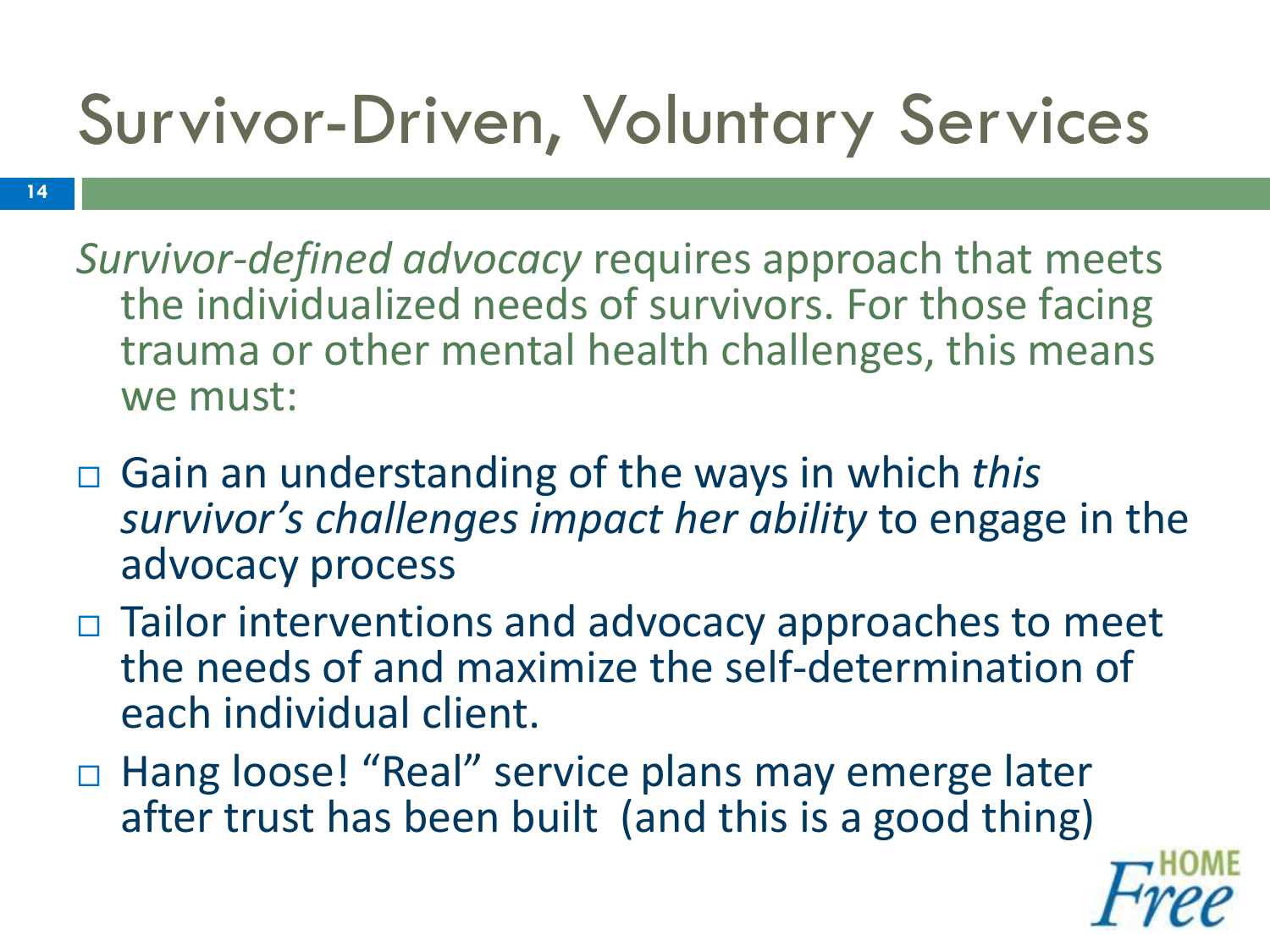# Survivor-Driven, Voluntary Services

*Survivor-defined advocacy* requires approach that meets the individualized needs of survivors. For those facing trauma or other mental health challenges, this means we must:

- Gain an understanding of the ways in which *this survivor's challenges impact her ability* to engage in the advocacy process
- Tailor interventions and advocacy approaches to meet the needs of and maximize the self-determination of each individual client.
- Hang loose! "Real" service plans may emerge later after trust has been built (and this is a good thing)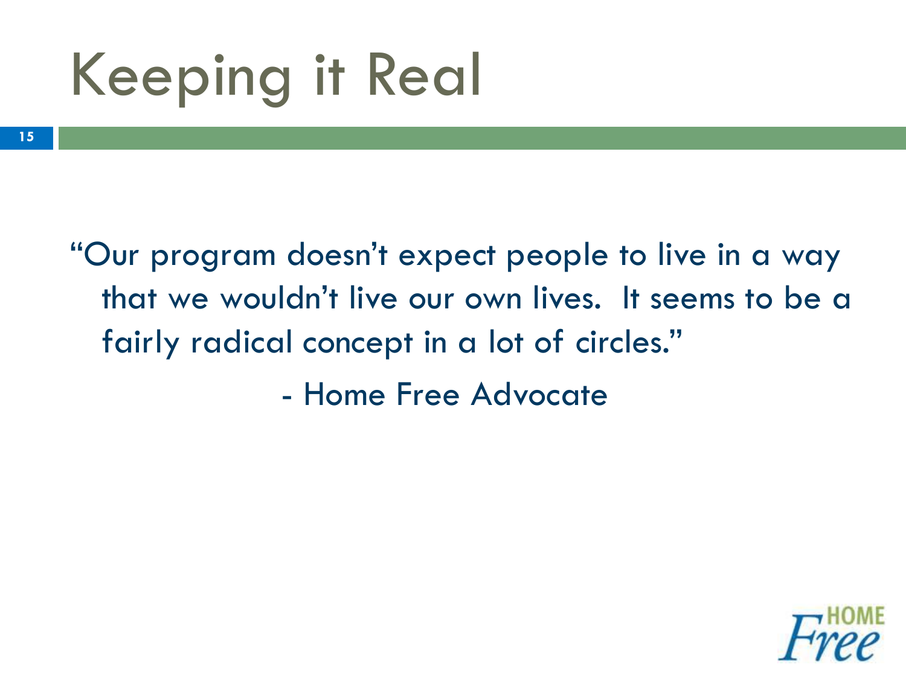# Keeping it Real

"Our program doesn't expect people to live in a way that we wouldn't live our own lives. It seems to be a fairly radical concept in a lot of circles."

- Home Free Advocate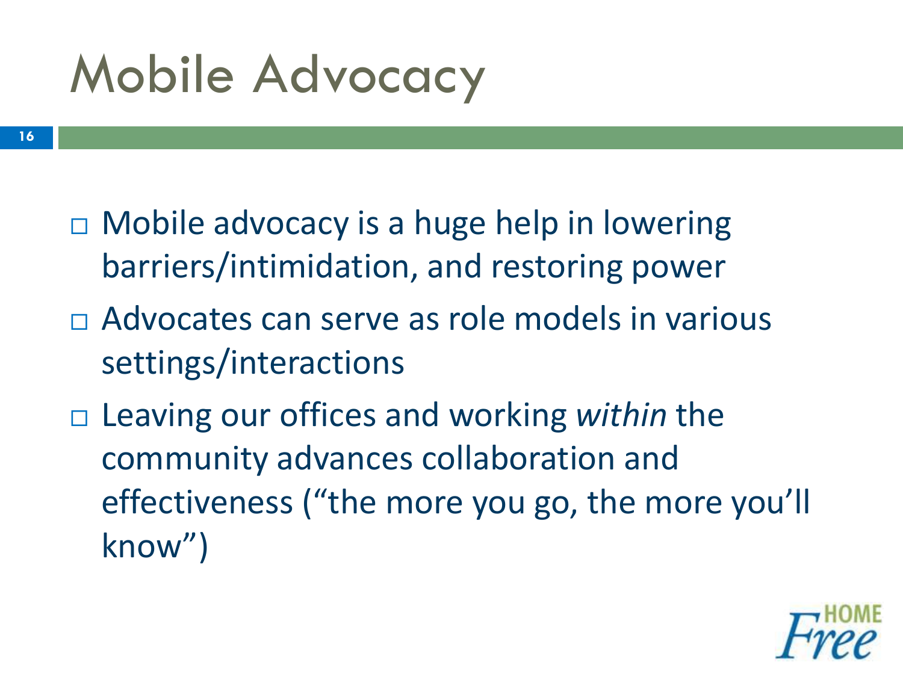# Mobile Advocacy

- Mobile advocacy is a huge help in lowering barriers/intimidation, and restoring power
- Advocates can serve as role models in various settings/interactions
- Leaving our offices and working *within* the community advances collaboration and effectiveness ("the more you go, the more you'll know")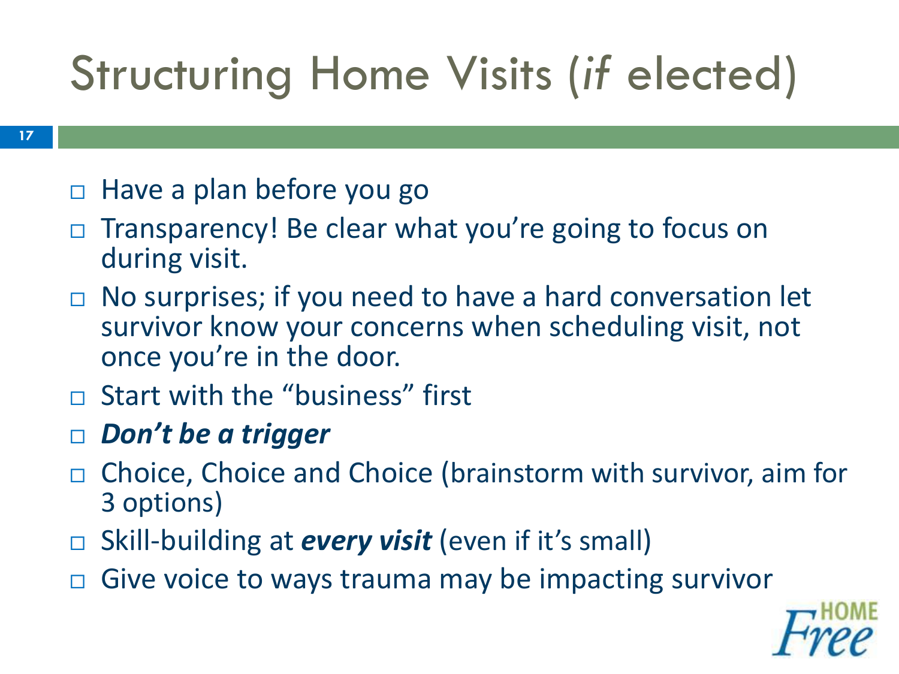# Structuring Home Visits (*if* elected)

- Have a plan before you go
- Transparency! Be clear what you're going to focus on during visit.
- No surprises; if you need to have a hard conversation let survivor know your concerns when scheduling visit, not once you're in the door.
- Start with the "business" first
- ***Don't be a trigger***
- Choice, Choice and Choice (brainstorm with survivor, aim for 3 options)
- Skill-building at ***every visit*** (even if it's small)
- Give voice to ways trauma may be impacting survivor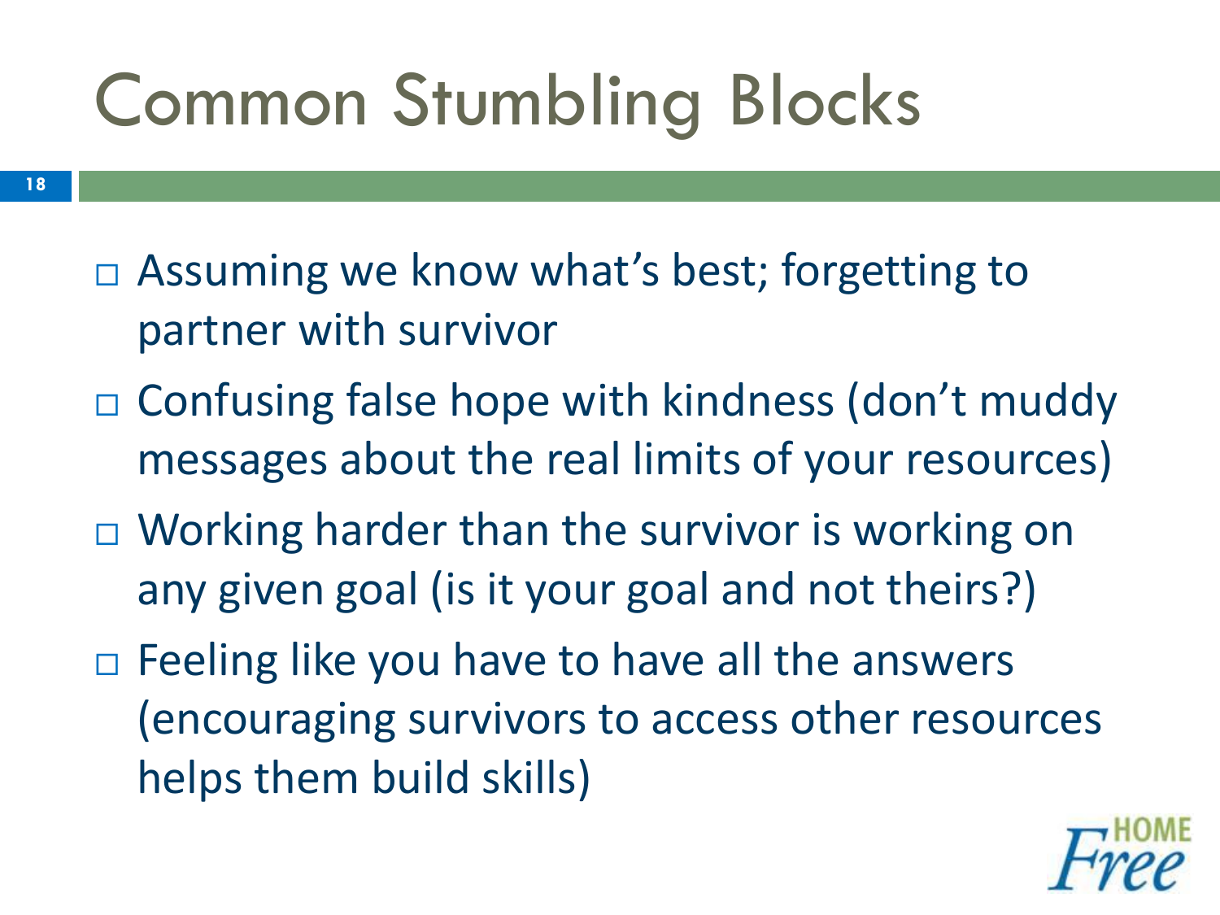# Common Stumbling Blocks

- Assuming we know what's best; forgetting to partner with survivor
- Confusing false hope with kindness (don't muddy messages about the real limits of your resources)
- Working harder than the survivor is working on any given goal (is it your goal and not theirs?)
- Feeling like you have to have all the answers (encouraging survivors to access other resources helps them build skills)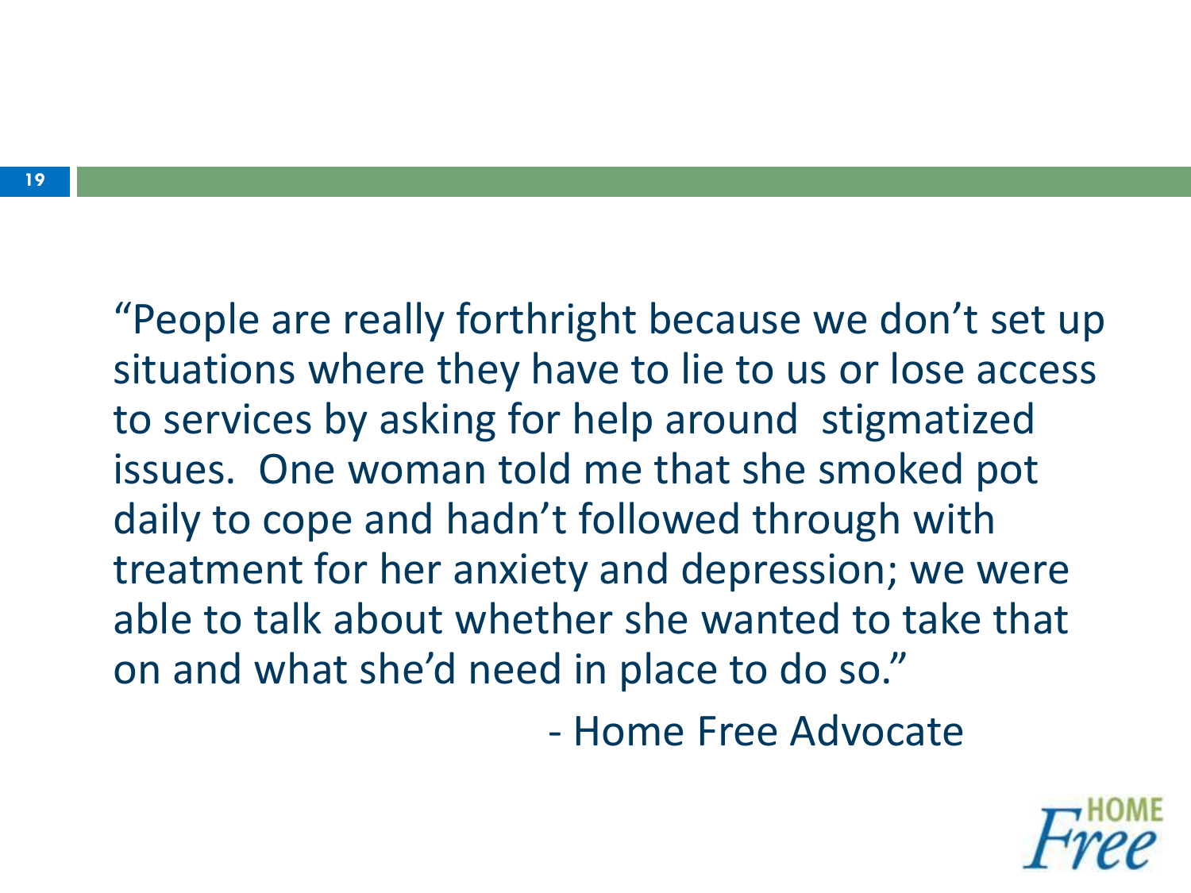"People are really forthright because we don't set up situations where they have to lie to us or lose access to services by asking for help around stigmatized issues. One woman told me that she smoked pot daily to cope and hadn't followed through with treatment for her anxiety and depression; we were able to talk about whether she wanted to take that on and what she'd need in place to do so."

- Home Free Advocate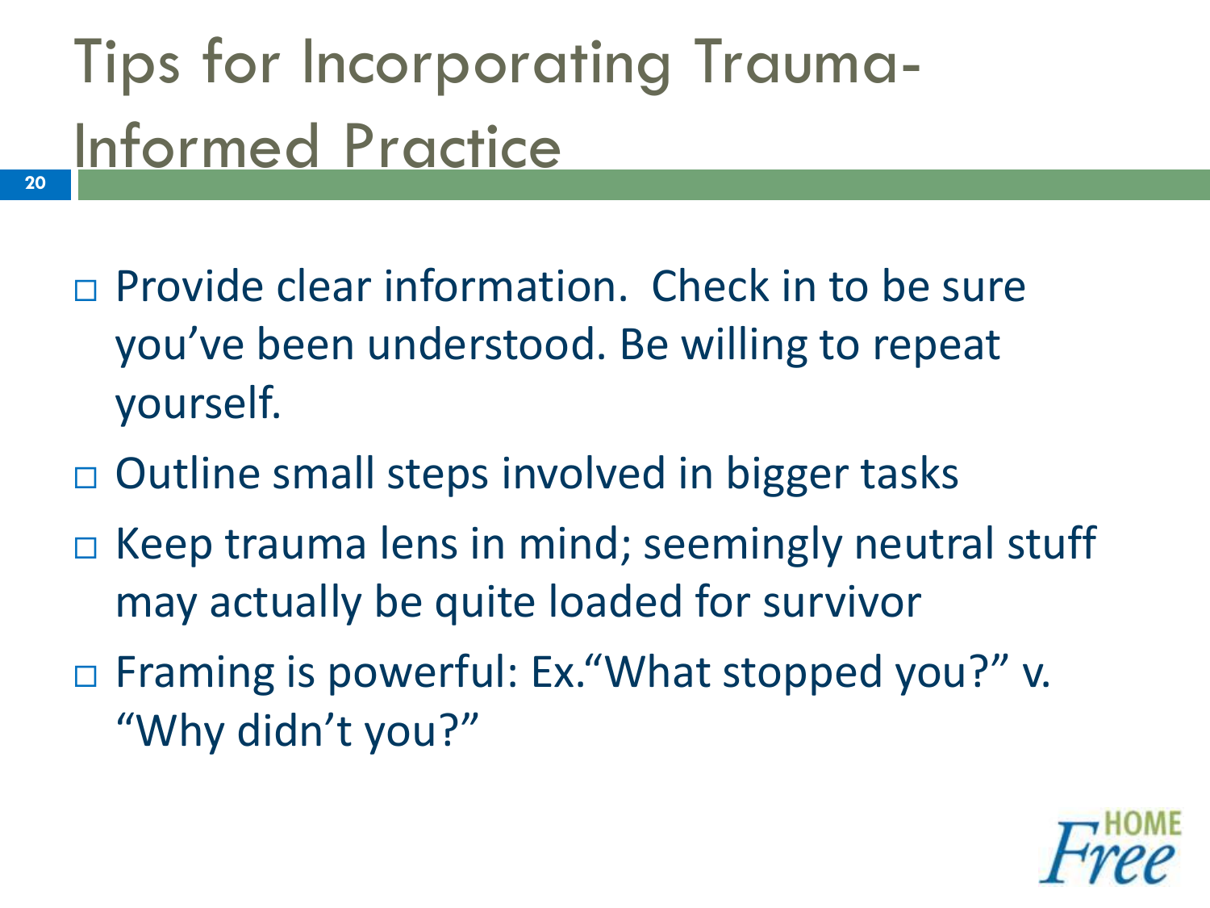# Tips for Incorporating Trauma-Informed Practice

- Provide clear information.  Check in to be sure you've been understood. Be willing to repeat yourself.
- Outline small steps involved in bigger tasks
- Keep trauma lens in mind; seemingly neutral stuff may actually be quite loaded for survivor
- Framing is powerful: Ex."What stopped you?" v. "Why didn't you?"

HOME Free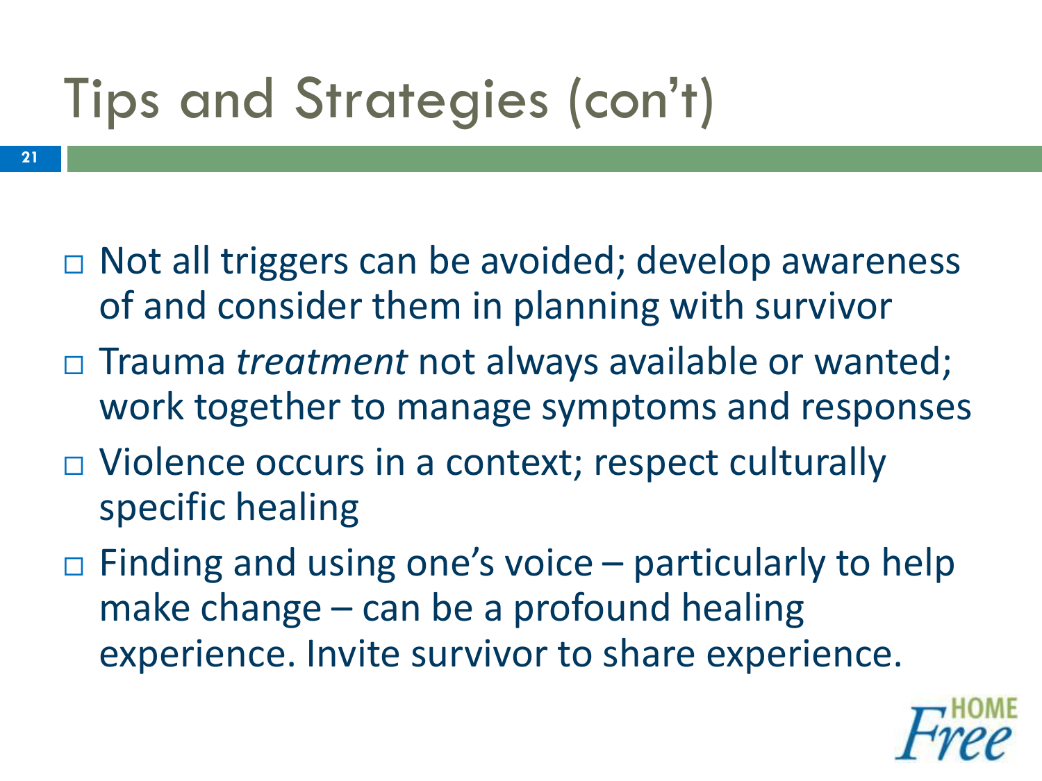# Tips and Strategies (con't)

- Not all triggers can be avoided; develop awareness of and consider them in planning with survivor
- Trauma *treatment* not always available or wanted; work together to manage symptoms and responses
- Violence occurs in a context; respect culturally specific healing
- Finding and using one's voice – particularly to help make change – can be a profound healing experience. Invite survivor to share experience.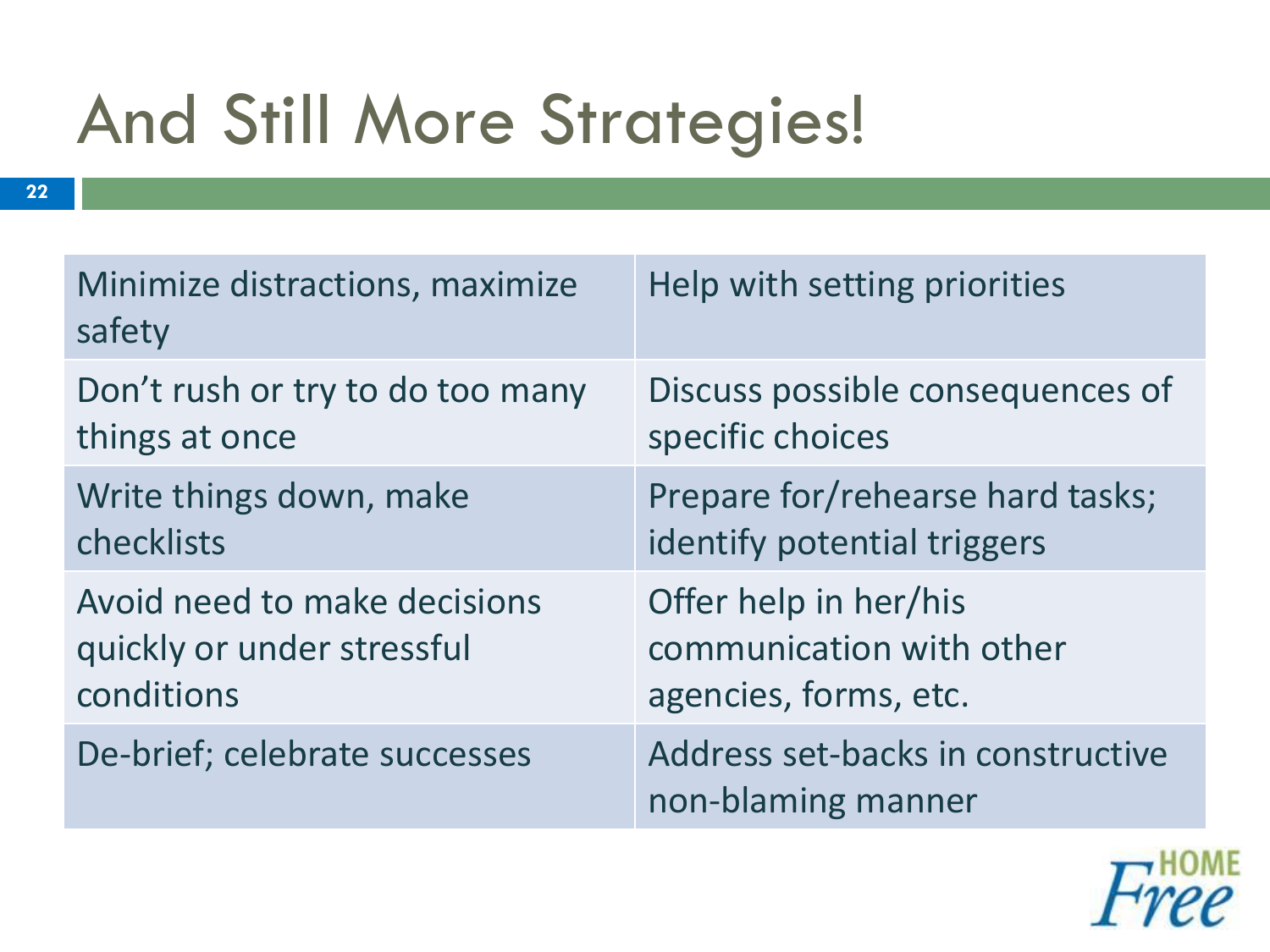# And Still More Strategies!

| | |
|---|---|
| Minimize distractions, maximize safety | Help with setting priorities |
| Don't rush or try to do too many things at once | Discuss possible consequences of specific choices |
| Write things down, make checklists | Prepare for/rehearse hard tasks; identify potential triggers |
| Avoid need to make decisions quickly or under stressful conditions | Offer help in her/his communication with other agencies, forms, etc. |
| De-brief; celebrate successes | Address set-backs in constructive non-blaming manner |

HOME Free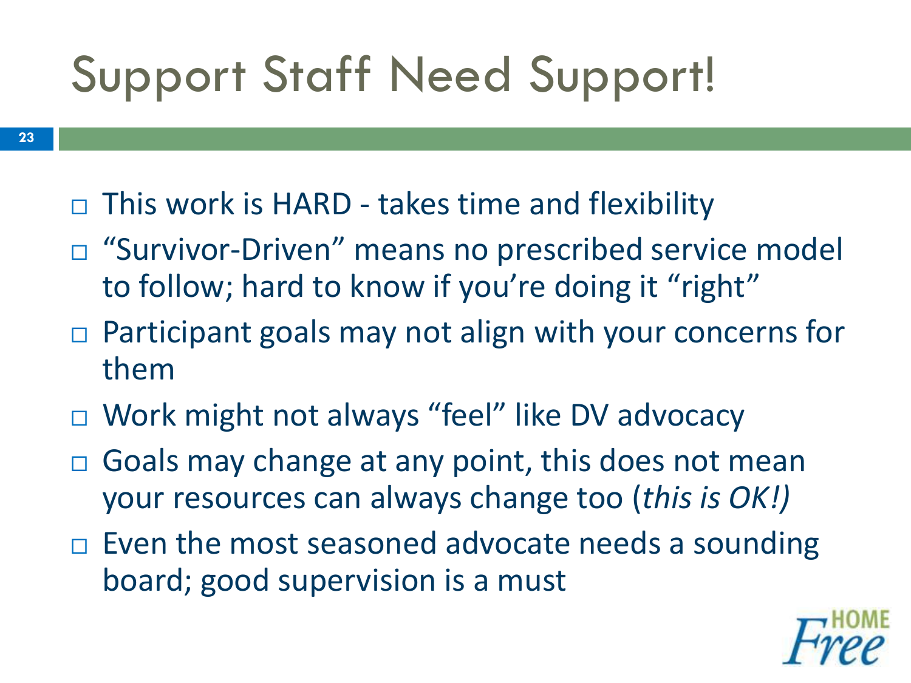# Support Staff Need Support!

- This work is HARD - takes time and flexibility
- "Survivor-Driven" means no prescribed service model to follow; hard to know if you're doing it "right"
- Participant goals may not align with your concerns for them
- Work might not always "feel" like DV advocacy
- Goals may change at any point, this does not mean your resources can always change too (*this is OK!)*
- Even the most seasoned advocate needs a sounding board; good supervision is a must

HOME Free